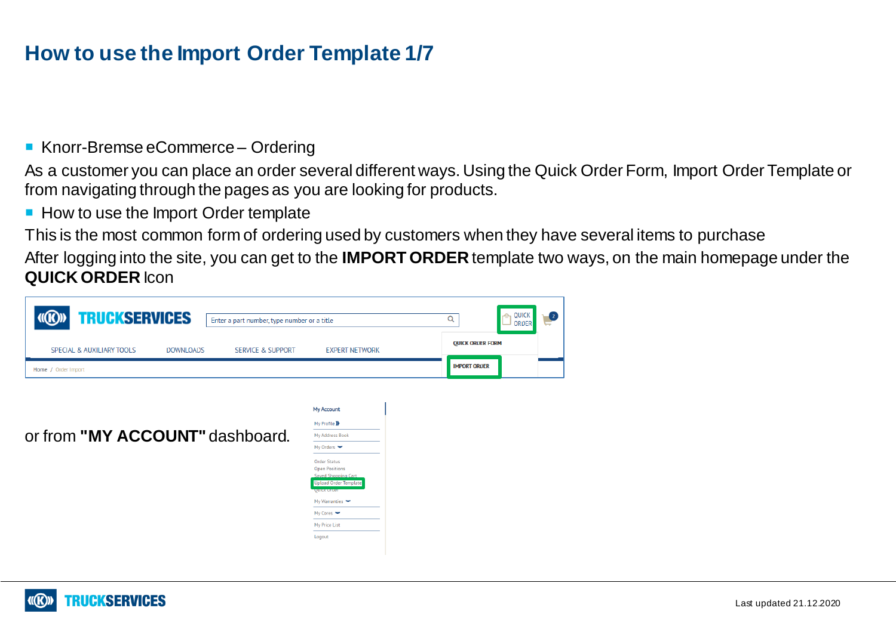# How to use the Import Order Template 1/7

- Knorr-Bremse eCommerce – Ordering

As a customer you can place an order several different ways. Using the Quick Order Form, Import Order Template or from navigating through the pages as you are looking for products.

- How to use the Import Order template

This is the most common form of ordering used by customers when they have several items to purchase

After logging into the site, you can get to the **IMPORT ORDER** template two ways, on the main homepage under the **QUICK ORDER** Icon

or from **"MY ACCOUNT"** dashboard.

Last updated 21.12.2020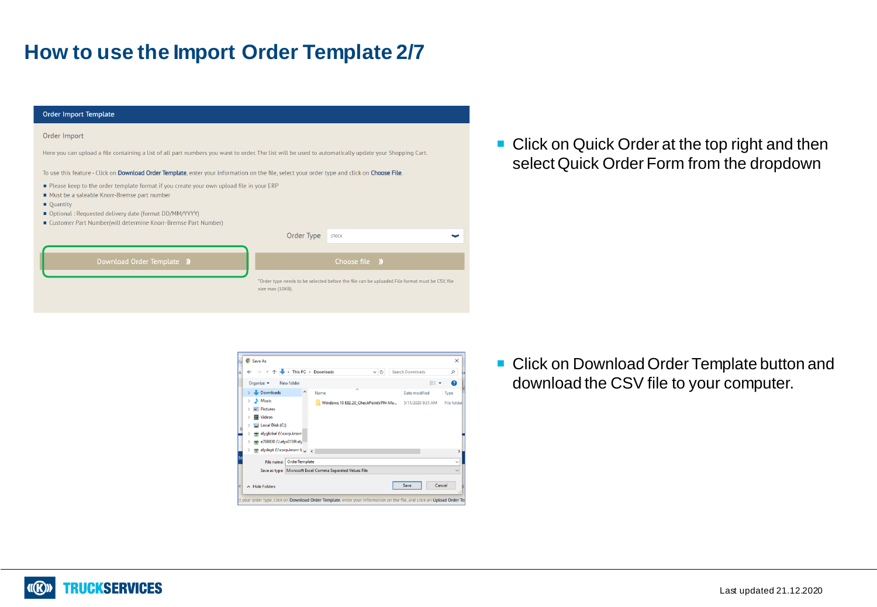# How to use the Import Order Template 2/7

**Order Import Template**

Order Import

Here you can upload a file containing a list of all part numbers you want to order. The list will be used to automatically update your Shopping Cart.

To use this feature - Click on Download Order Template, enter your information on the file, select your order type and click on Choose File.

- Please keep to the order template format if you create your own upload file in your ERP
- Must be a saleable Knorr-Bremse part number
- Quantity
- Optional : Requested delivery date (format DD/MM/YYYY)
- Customer Part Number(will determine Knorr-Bremse Part Number)

Order Type: STOCK

Download Order Template | Choose file

*Order type needs to be selected before the file can be uploaded.File format must be CSV, file size max (10KB).

- Click on Quick Order at the top right and then select Quick Order Form from the dropdown

- Click on Download Order Template button and download the CSV file to your computer.

Last updated 21.12.2020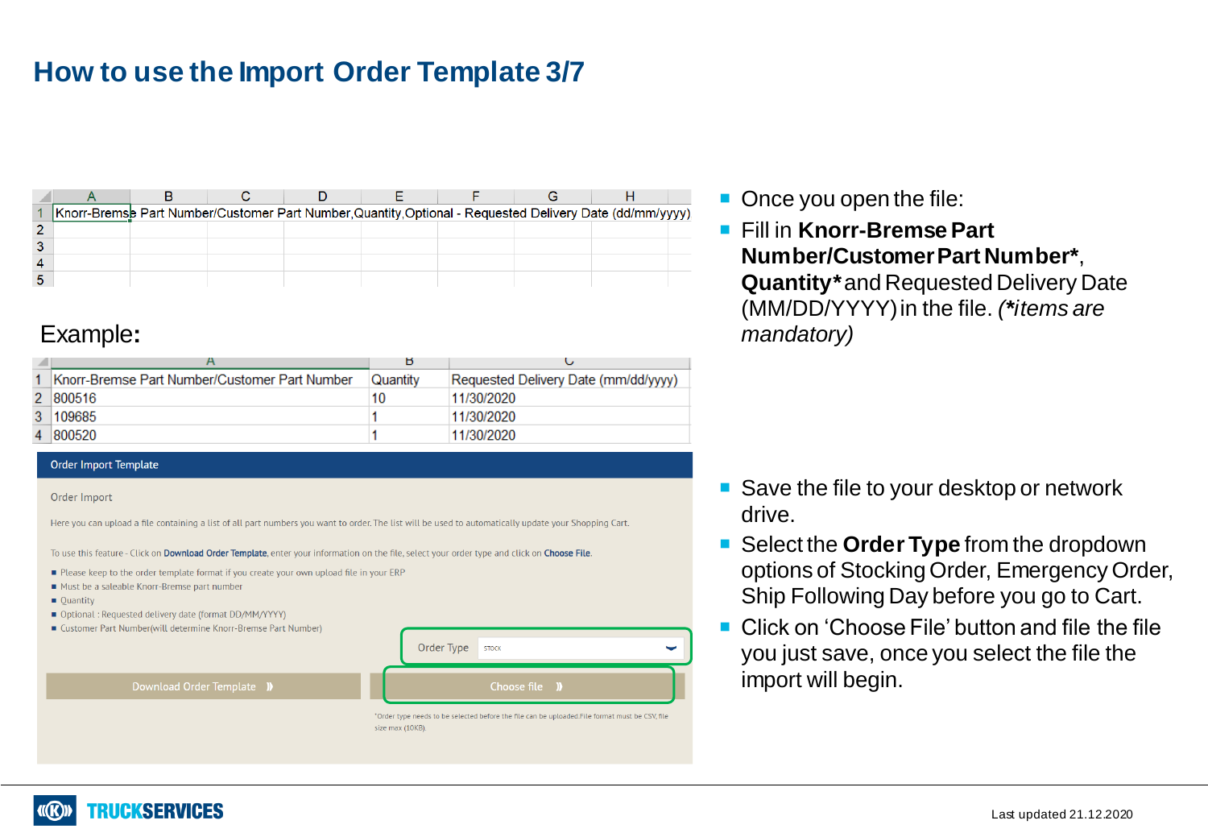# How to use the Import Order Template 3/7

| | A | B | C | D | E | F | G | H |
|---|---|---|---|---|---|---|---|---|
| 1 | Knorr-Bremse Part Number/Customer Part Number,Quantity,Optional - Requested Delivery Date (dd/mm/yyyy) | | | | | | | |
| 2 | | | | | | | | |
| 3 | | | | | | | | |
| 4 | | | | | | | | |
| 5 | | | | | | | | |

Example:

| | A | B | C |
|---|---|---|---|
| 1 | Knorr-Bremse Part Number/Customer Part Number | Quantity | Requested Delivery Date (mm/dd/yyyy) |
| 2 | 800516 | 10 | 11/30/2020 |
| 3 | 109685 | 1 | 11/30/2020 |
| 4 | 800520 | 1 | 11/30/2020 |

**Order Import Template**

Order Import

Here you can upload a file containing a list of all part numbers you want to order. The list will be used to automatically update your Shopping Cart.

To use this feature - Click on **Download Order Template**, enter your information on the file, select your order type and click on **Choose File**.

- Please keep to the order template format if you create your own upload file in your ERP
- Must be a saleable Knorr-Bremse part number
- Quantity
- Optional : Requested delivery date (format DD/MM/YYYY)
- Customer Part Number(will determine Knorr-Bremse Part Number)

Order Type: STOCK

Download Order Template | Choose file

*Order type needs to be selected before the file can be uploaded.File format must be CSV, file size max (10KB).

- Once you open the file:
- Fill in **Knorr-Bremse Part Number/Customer Part Number***, **Quantity*** and Requested Delivery Date (MM/DD/YYYY) in the file. *(\*items are mandatory)*
- Save the file to your desktop or network drive.
- Select the **Order Type** from the dropdown options of Stocking Order, Emergency Order, Ship Following Day before you go to Cart.
- Click on 'Choose File' button and file the file you just save, once you select the file the import will begin.

Last updated 21.12.2020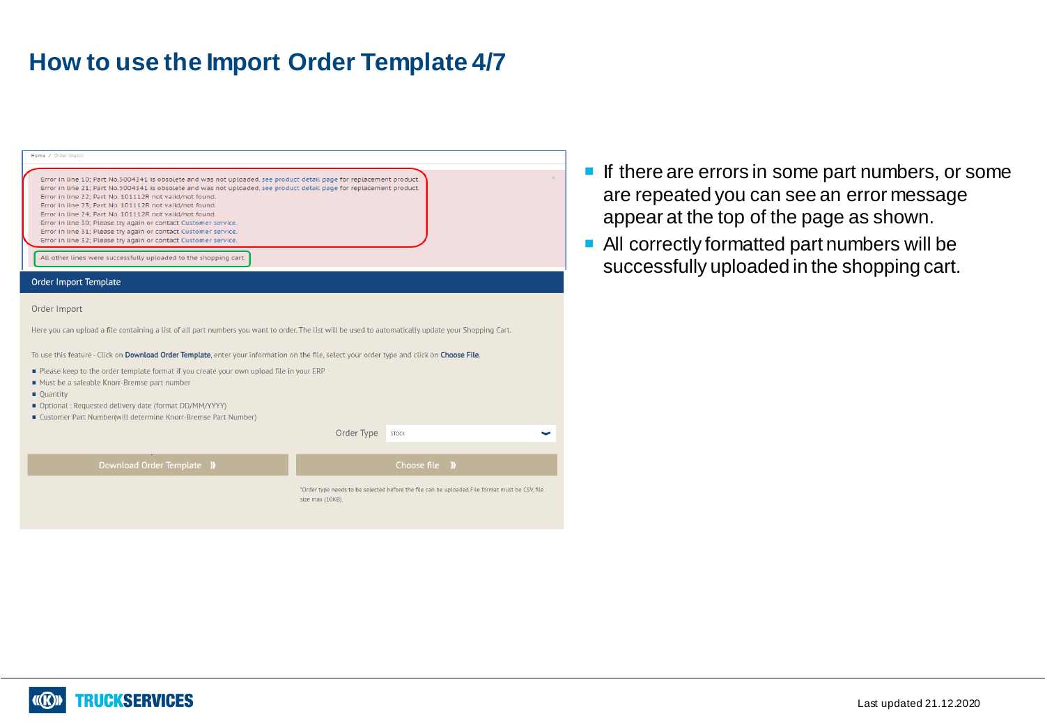# How to use the Import Order Template 4/7

Home / Order Import

Error in line 10; Part No.5004341 is obsolete and was not uploaded, see product detail page for replacement product.
Error in line 21; Part No.5004341 is obsolete and was not uploaded, see product detail page for replacement product.
Error in line 22; Part No. 101112R not valid/not found.
Error in line 23; Part No. 101112R not valid/not found.
Error in line 24; Part No. 101112R not valid/not found.
Error in line 30; Please try again or contact Customer service.
Error in line 31; Please try again or contact Customer service.
Error in line 32; Please try again or contact Customer service.

All other lines were successfully uploaded to the shopping cart.

**Order Import Template**

Order Import

Here you can upload a file containing a list of all part numbers you want to order. The list will be used to automatically update your Shopping Cart.

To use this feature - Click on **Download Order Template**, enter your information on the file, select your order type and click on **Choose File**.

- Please keep to the order template format if you create your own upload file in your ERP
- Must be a saleable Knorr-Bremse part number
- Quantity
- Optional : Requested delivery date (format DD/MM/YYYY)
- Customer Part Number(will determine Knorr-Bremse Part Number)

Order Type: STOCK

Download Order Template | Choose file

*Order type needs to be selected before the file can be uploaded.File format must be CSV, file size max (10KB).

- If there are errors in some part numbers, or some are repeated you can see an error message appear at the top of the page as shown.
- All correctly formatted part numbers will be successfully uploaded in the shopping cart.

TRUCKSERVICES

Last updated 21.12.2020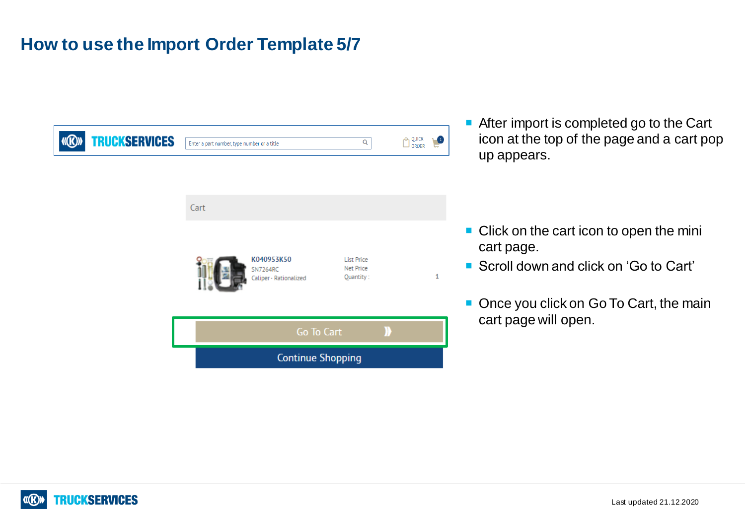# How to use the Import Order Template 5/7

TRUCKSERVICES

Enter a part number, type number or a title

QUICK ORDER

Cart

K040953K50
SN7264RC
Caliper - Rationalized

List Price
Net Price
Quantity : 1

Go To Cart

Continue Shopping

- After import is completed go to the Cart icon at the top of the page and a cart pop up appears.

- Click on the cart icon to open the mini cart page.
- Scroll down and click on 'Go to Cart'

- Once you click on Go To Cart, the main cart page will open.

Last updated 21.12.2020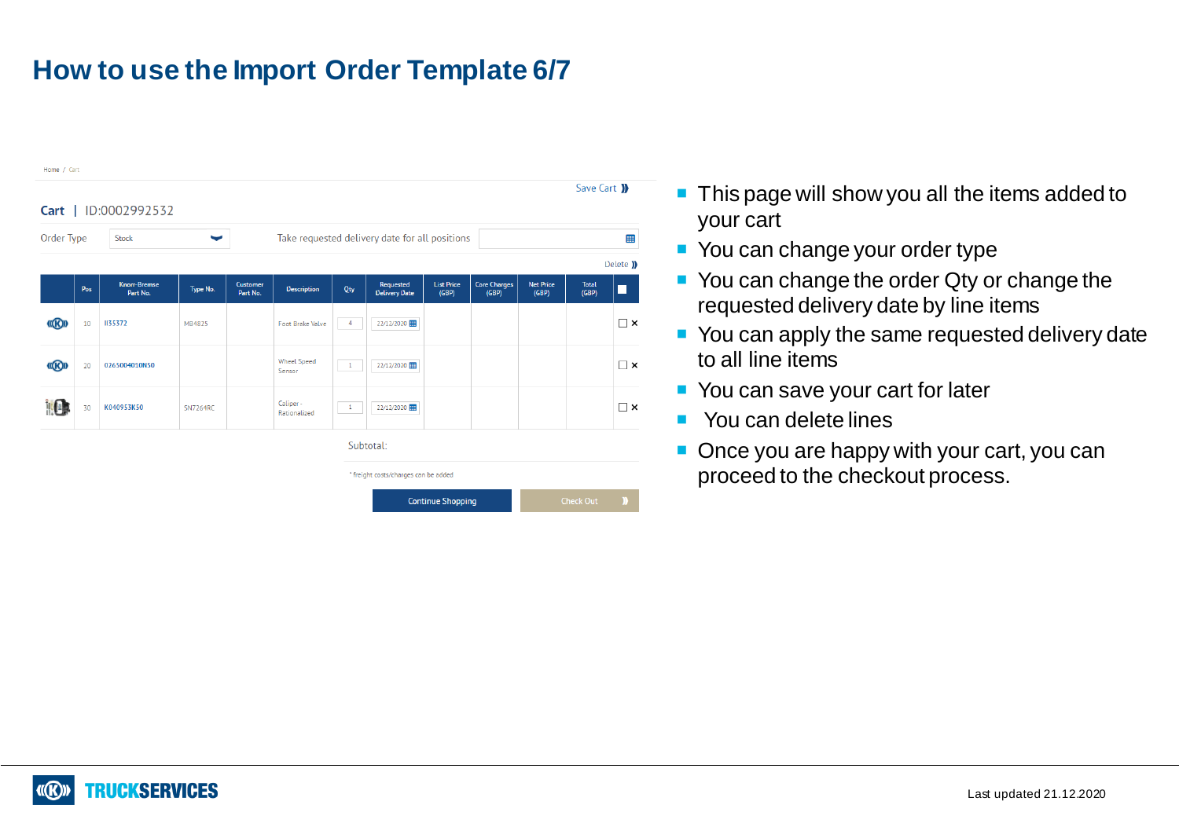# How to use the Import Order Template 6/7

Home / Cart

Save Cart

**Cart** | ID:0002992532

Order Type: Stock

Take requested delivery date for all positions

Delete

| | Pos | Knorr-Bremse Part No. | Type No. | Customer Part No. | Description | Qty | Requested Delivery Date | List Price (GBP) | Core Charges (GBP) | Net Price (GBP) | Total (GBP) | |
|---|---|---|---|---|---|---|---|---|---|---|---|---|
| | 10 | II35372 | MB4825 | | Foot Brake Valve | 4 | 22/12/2020 | | | | | ☐ × |
| | 20 | 0765004010N50 | | | Wheel Speed Sensor | 1 | 22/12/2020 | | | | | ☐ × |
| | 30 | K040953K50 | SN7264RC | | Caliper - Rationalized | 1 | 22/12/2020 | | | | | ☐ × |

Subtotal:

* freight costs/charges can be added

Continue Shopping | Check Out

- This page will show you all the items added to your cart
- You can change your order type
- You can change the order Qty or change the requested delivery date by line items
- You can apply the same requested delivery date to all line items
- You can save your cart for later
- You can delete lines
- Once you are happy with your cart, you can proceed to the checkout process.

TRUCKSERVICES

Last updated 21.12.2020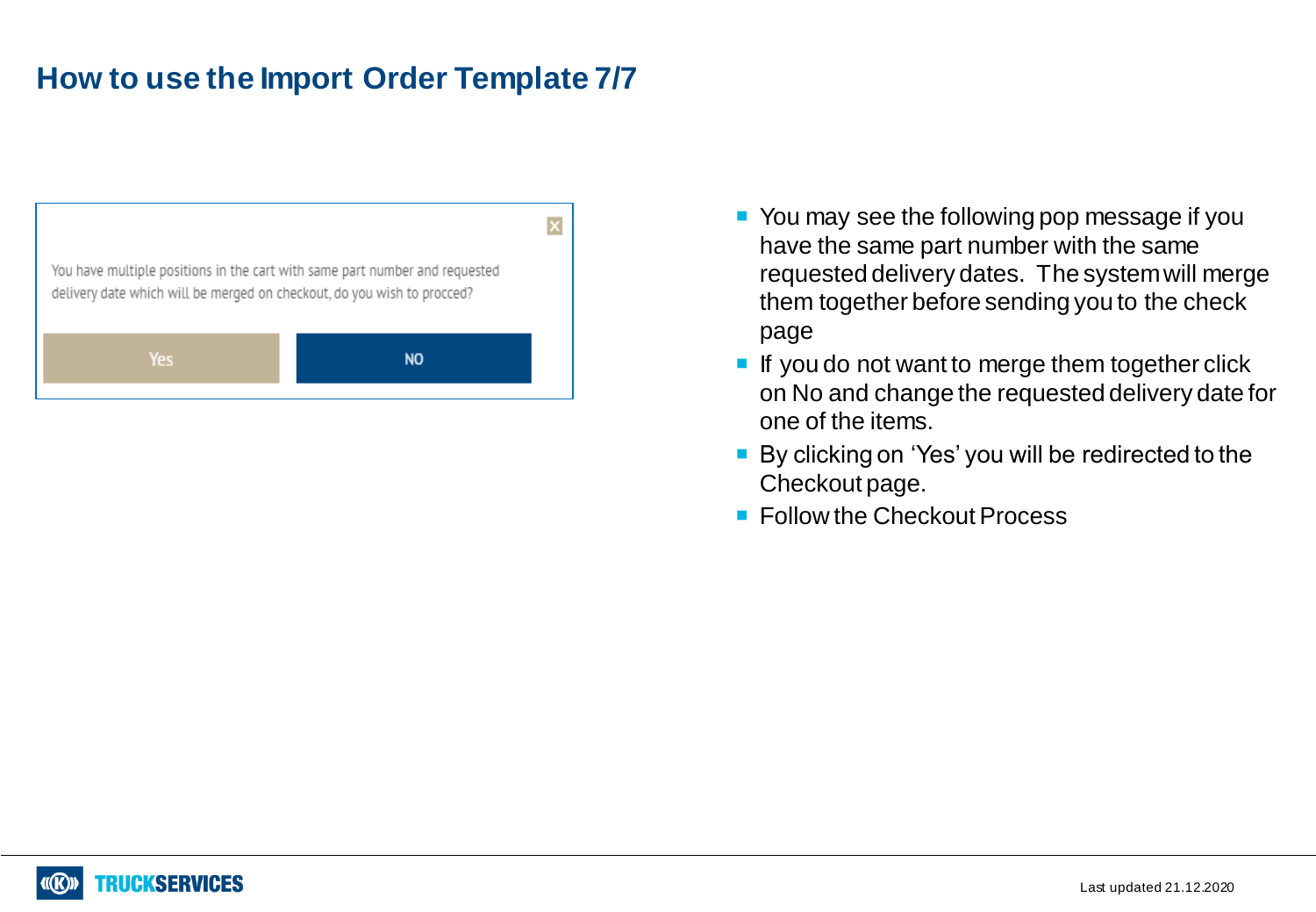# How to use the Import Order Template 7/7

You have multiple positions in the cart with same part number and requested delivery date which will be merged on checkout, do you wish to procced?

Yes NO

- You may see the following pop message if you have the same part number with the same requested delivery dates. The system will merge them together before sending you to the check page
- If you do not want to merge them together click on No and change the requested delivery date for one of the items.
- By clicking on 'Yes' you will be redirected to the Checkout page.
- Follow the Checkout Process

Last updated 21.12.2020